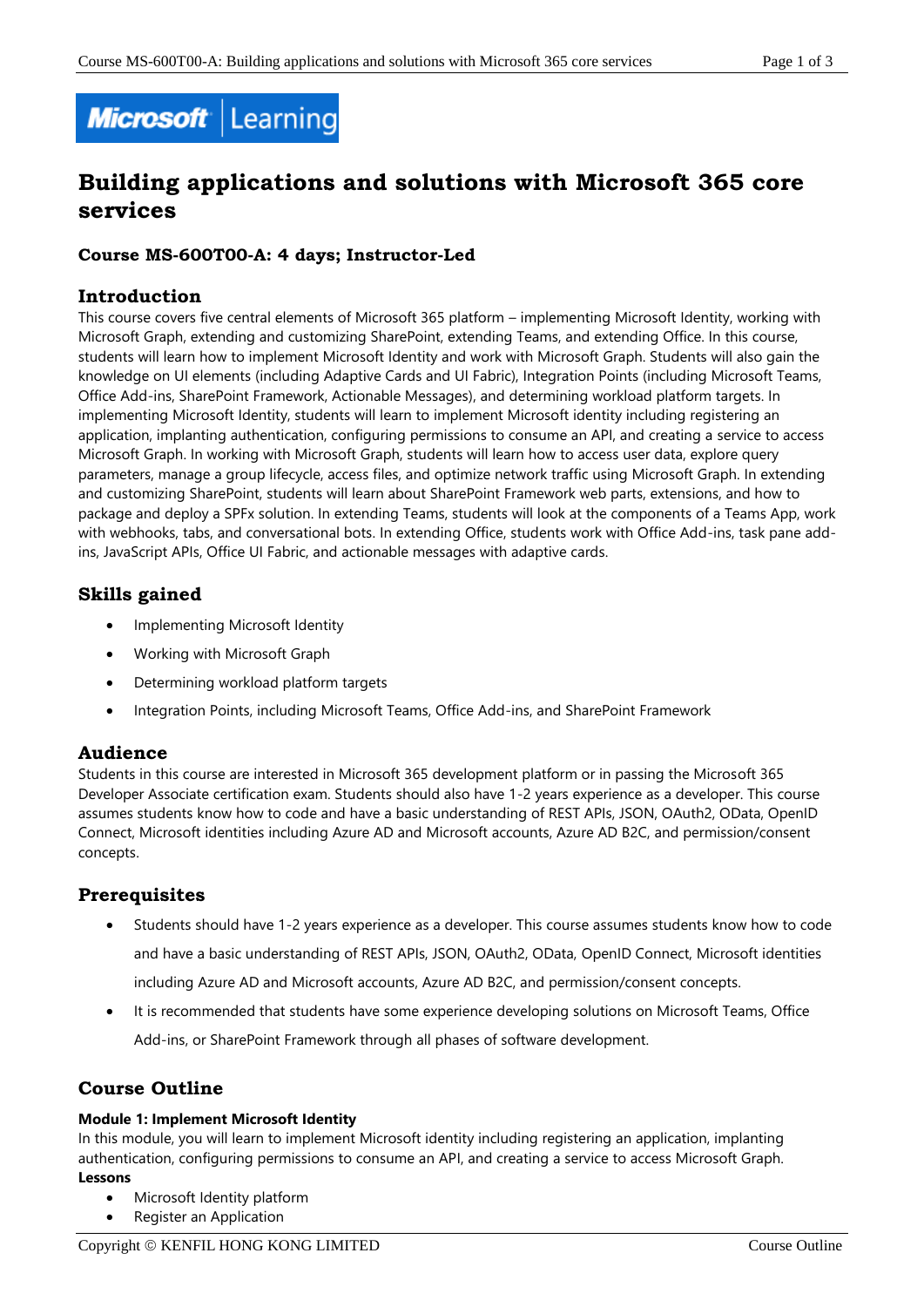# Building applications and solutions with Microsoft 365 core services

### Course MS-600T00-A: 4 days; Instructor-Led

## Introduction

This course covers five central elements of Microsoft 365 platform – implementing Microsoft Identity, working with Microsoft Graph, extending and customizing SharePoint, extending Teams, and extending Office. In this course, students will learn how to implement Microsoft Identity and work with Microsoft Graph. Students will also gain the knowledge on UI elements (including Adaptive Cards and UI Fabric), Integration Points (including Microsoft Teams, Office Add-ins, SharePoint Framework, Actionable Messages), and determining workload platform targets. In implementing Microsoft Identity, students will learn to implement Microsoft identity including registering an application, implanting authentication, configuring permissions to consume an API, and creating a service to access Microsoft Graph. In working with Microsoft Graph, students will learn how to access user data, explore query parameters, manage a group lifecycle, access files, and optimize network traffic using Microsoft Graph. In extending and customizing SharePoint, students will learn about SharePoint Framework web parts, extensions, and how to package and deploy a SPFx solution. In extending Teams, students will look at the components of a Teams App, work with webhooks, tabs, and conversational bots. In extending Office, students work with Office Add-ins, task pane add-ins, JavaScript APIs, Office UI Fabric, and actionable messages with adaptive cards.

## Skills gained

- Implementing Microsoft Identity
- Working with Microsoft Graph
- Determining workload platform targets
- Integration Points, including Microsoft Teams, Office Add-ins, and SharePoint Framework

## Audience

Students in this course are interested in Microsoft 365 development platform or in passing the Microsoft 365 Developer Associate certification exam. Students should also have 1-2 years experience as a developer. This course assumes students know how to code and have a basic understanding of REST APIs, JSON, OAuth2, OData, OpenID Connect, Microsoft identities including Azure AD and Microsoft accounts, Azure AD B2C, and permission/consent concepts.

## Prerequisites

- Students should have 1-2 years experience as a developer. This course assumes students know how to code and have a basic understanding of REST APIs, JSON, OAuth2, OData, OpenID Connect, Microsoft identities including Azure AD and Microsoft accounts, Azure AD B2C, and permission/consent concepts.
- It is recommended that students have some experience developing solutions on Microsoft Teams, Office Add-ins, or SharePoint Framework through all phases of software development.

## Course Outline

**Module 1: Implement Microsoft Identity**

In this module, you will learn to implement Microsoft identity including registering an application, implanting authentication, configuring permissions to consume an API, and creating a service to access Microsoft Graph.

**Lessons**

- Microsoft Identity platform
- Register an Application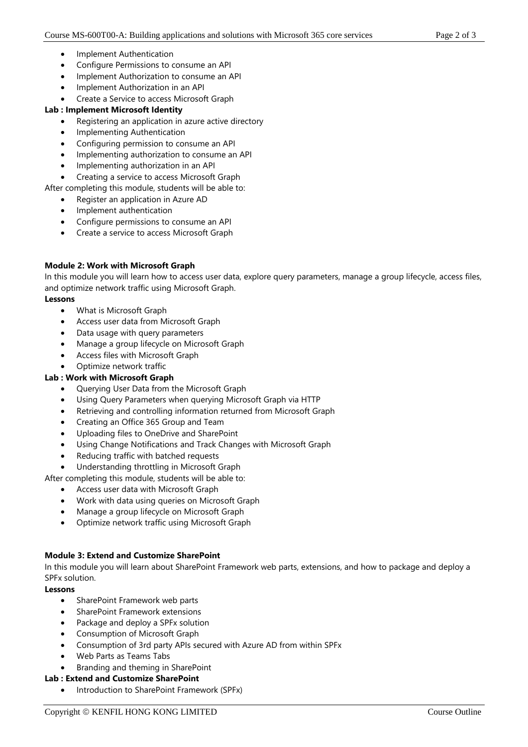- Implement Authentication
- Configure Permissions to consume an API
- Implement Authorization to consume an API
- Implement Authorization in an API
- Create a Service to access Microsoft Graph

**Lab : Implement Microsoft Identity**

- Registering an application in azure active directory
- Implementing Authentication
- Configuring permission to consume an API
- Implementing authorization to consume an API
- Implementing authorization in an API
- Creating a service to access Microsoft Graph

After completing this module, students will be able to:

- Register an application in Azure AD
- Implement authentication
- Configure permissions to consume an API
- Create a service to access Microsoft Graph

**Module 2: Work with Microsoft Graph**

In this module you will learn how to access user data, explore query parameters, manage a group lifecycle, access files, and optimize network traffic using Microsoft Graph.

**Lessons**

- What is Microsoft Graph
- Access user data from Microsoft Graph
- Data usage with query parameters
- Manage a group lifecycle on Microsoft Graph
- Access files with Microsoft Graph
- Optimize network traffic

**Lab : Work with Microsoft Graph**

- Querying User Data from the Microsoft Graph
- Using Query Parameters when querying Microsoft Graph via HTTP
- Retrieving and controlling information returned from Microsoft Graph
- Creating an Office 365 Group and Team
- Uploading files to OneDrive and SharePoint
- Using Change Notifications and Track Changes with Microsoft Graph
- Reducing traffic with batched requests
- Understanding throttling in Microsoft Graph

After completing this module, students will be able to:

- Access user data with Microsoft Graph
- Work with data using queries on Microsoft Graph
- Manage a group lifecycle on Microsoft Graph
- Optimize network traffic using Microsoft Graph

**Module 3: Extend and Customize SharePoint**

In this module you will learn about SharePoint Framework web parts, extensions, and how to package and deploy a SPFx solution.

**Lessons**

- SharePoint Framework web parts
- SharePoint Framework extensions
- Package and deploy a SPFx solution
- Consumption of Microsoft Graph
- Consumption of 3rd party APIs secured with Azure AD from within SPFx
- Web Parts as Teams Tabs
- Branding and theming in SharePoint

**Lab : Extend and Customize SharePoint**

- Introduction to SharePoint Framework (SPFx)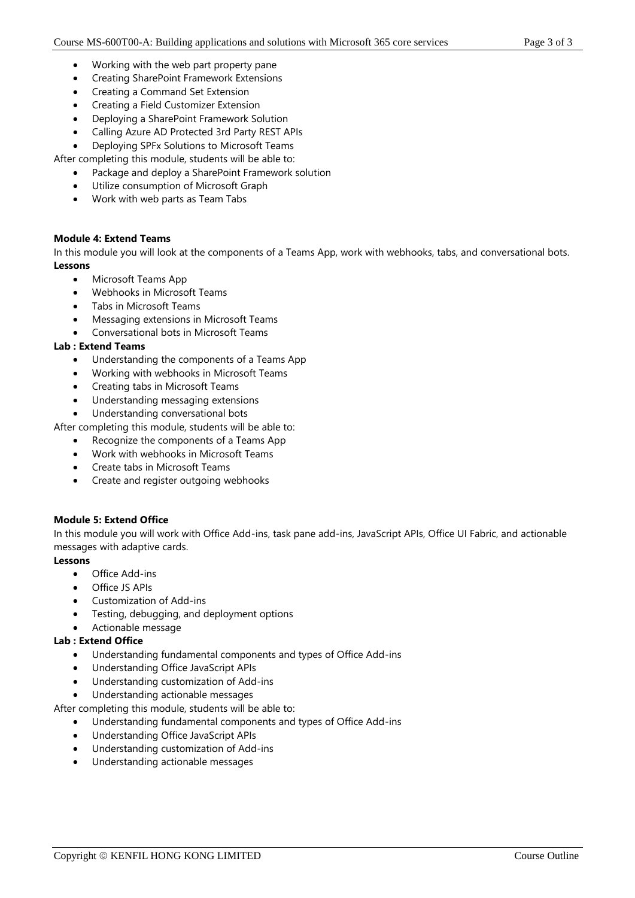- Working with the web part property pane
- Creating SharePoint Framework Extensions
- Creating a Command Set Extension
- Creating a Field Customizer Extension
- Deploying a SharePoint Framework Solution
- Calling Azure AD Protected 3rd Party REST APIs
- Deploying SPFx Solutions to Microsoft Teams

After completing this module, students will be able to:

- Package and deploy a SharePoint Framework solution
- Utilize consumption of Microsoft Graph
- Work with web parts as Team Tabs

**Module 4: Extend Teams**

In this module you will look at the components of a Teams App, work with webhooks, tabs, and conversational bots.

**Lessons**

- Microsoft Teams App
- Webhooks in Microsoft Teams
- Tabs in Microsoft Teams
- Messaging extensions in Microsoft Teams
- Conversational bots in Microsoft Teams

**Lab : Extend Teams**

- Understanding the components of a Teams App
- Working with webhooks in Microsoft Teams
- Creating tabs in Microsoft Teams
- Understanding messaging extensions
- Understanding conversational bots

After completing this module, students will be able to:

- Recognize the components of a Teams App
- Work with webhooks in Microsoft Teams
- Create tabs in Microsoft Teams
- Create and register outgoing webhooks

**Module 5: Extend Office**

In this module you will work with Office Add-ins, task pane add-ins, JavaScript APIs, Office UI Fabric, and actionable messages with adaptive cards.

**Lessons**

- Office Add-ins
- Office JS APIs
- Customization of Add-ins
- Testing, debugging, and deployment options
- Actionable message

**Lab : Extend Office**

- Understanding fundamental components and types of Office Add-ins
- Understanding Office JavaScript APIs
- Understanding customization of Add-ins
- Understanding actionable messages

After completing this module, students will be able to:

- Understanding fundamental components and types of Office Add-ins
- Understanding Office JavaScript APIs
- Understanding customization of Add-ins
- Understanding actionable messages